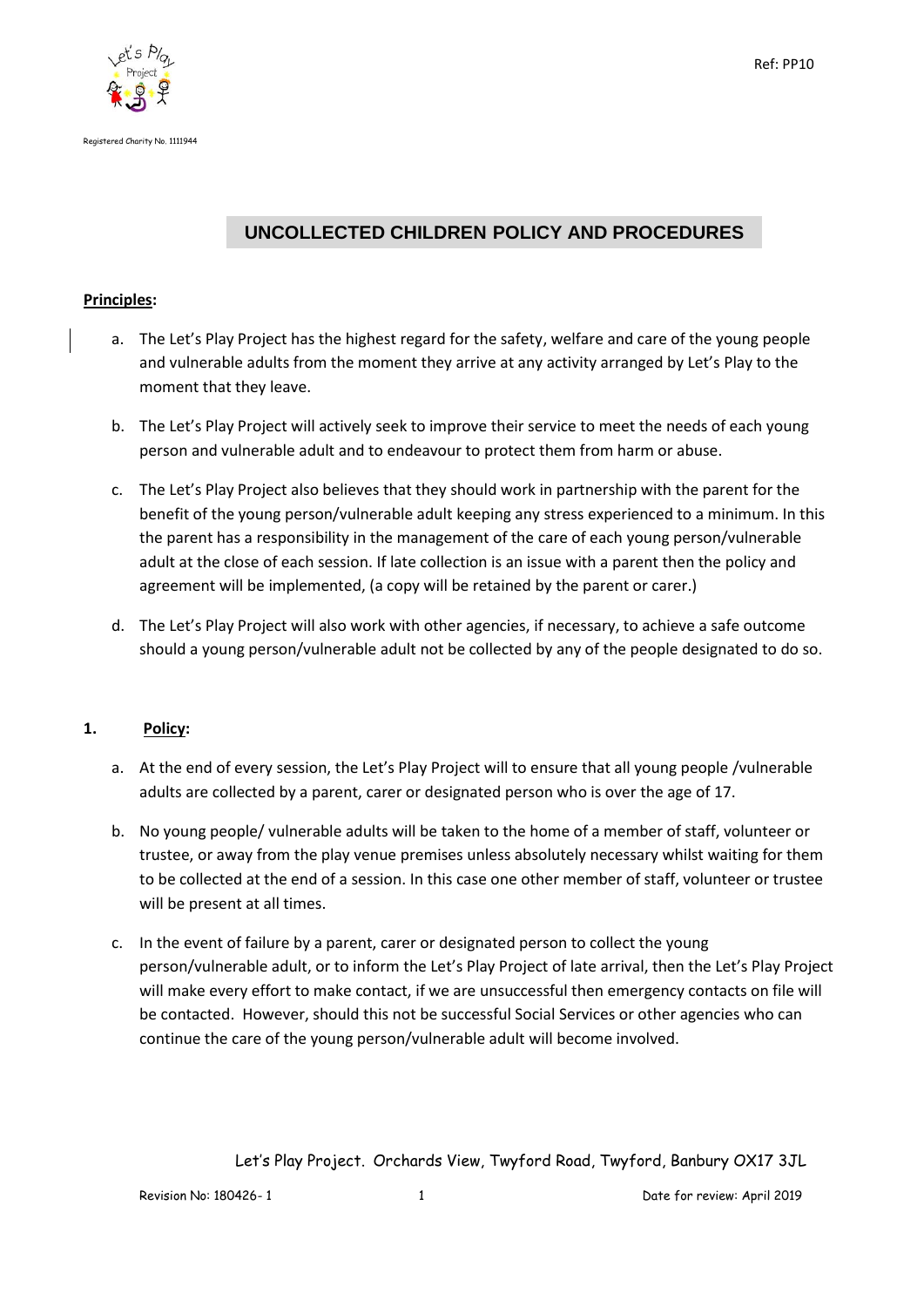Registered Charity No. 1111944

Ref: PP10

# UNCOLLECTED CHILDREN POLICY AND PROCEDURES

**Principles:**

a. The Let's Play Project has the highest regard for the safety, welfare and care of the young people and vulnerable adults from the moment they arrive at any activity arranged by Let's Play to the moment that they leave.

b. The Let's Play Project will actively seek to improve their service to meet the needs of each young person and vulnerable adult and to endeavour to protect them from harm or abuse.

c. The Let's Play Project also believes that they should work in partnership with the parent for the benefit of the young person/vulnerable adult keeping any stress experienced to a minimum. In this the parent has a responsibility in the management of the care of each young person/vulnerable adult at the close of each session. If late collection is an issue with a parent then the policy and agreement will be implemented, (a copy will be retained by the parent or carer.)

d. The Let's Play Project will also work with other agencies, if necessary, to achieve a safe outcome should a young person/vulnerable adult not be collected by any of the people designated to do so.

**1. Policy:**

a. At the end of every session, the Let's Play Project will to ensure that all young people /vulnerable adults are collected by a parent, carer or designated person who is over the age of 17.

b. No young people/ vulnerable adults will be taken to the home of a member of staff, volunteer or trustee, or away from the play venue premises unless absolutely necessary whilst waiting for them to be collected at the end of a session. In this case one other member of staff, volunteer or trustee will be present at all times.

c. In the event of failure by a parent, carer or designated person to collect the young person/vulnerable adult, or to inform the Let's Play Project of late arrival, then the Let's Play Project will make every effort to make contact, if we are unsuccessful then emergency contacts on file will be contacted. However, should this not be successful Social Services or other agencies who can continue the care of the young person/vulnerable adult will become involved.

Let's Play Project. Orchards View, Twyford Road, Twyford, Banbury OX17 3JL

Revision No: 180426- 1 Date for review: April 2019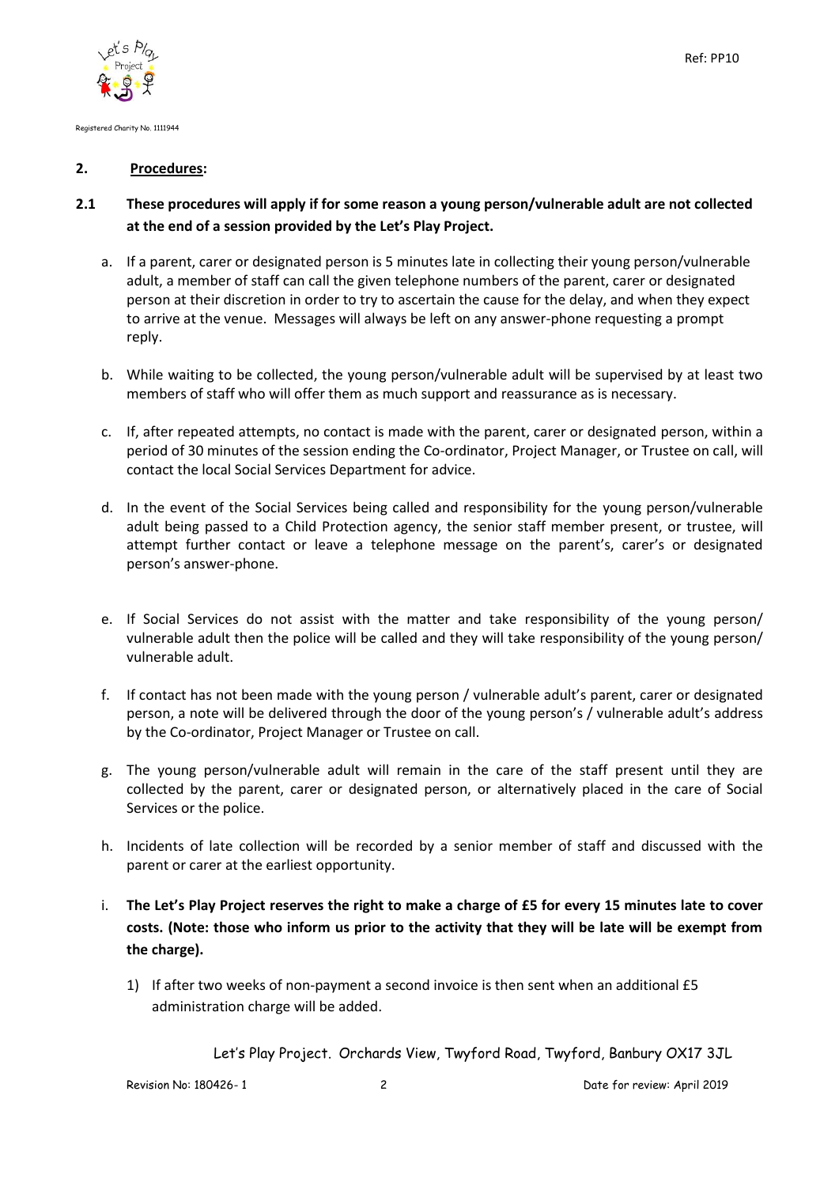## 2. Procedures:

### 2.1 These procedures will apply if for some reason a young person/vulnerable adult are not collected at the end of a session provided by the Let's Play Project.

a. If a parent, carer or designated person is 5 minutes late in collecting their young person/vulnerable adult, a member of staff can call the given telephone numbers of the parent, carer or designated person at their discretion in order to try to ascertain the cause for the delay, and when they expect to arrive at the venue. Messages will always be left on any answer-phone requesting a prompt reply.

b. While waiting to be collected, the young person/vulnerable adult will be supervised by at least two members of staff who will offer them as much support and reassurance as is necessary.

c. If, after repeated attempts, no contact is made with the parent, carer or designated person, within a period of 30 minutes of the session ending the Co-ordinator, Project Manager, or Trustee on call, will contact the local Social Services Department for advice.

d. In the event of the Social Services being called and responsibility for the young person/vulnerable adult being passed to a Child Protection agency, the senior staff member present, or trustee, will attempt further contact or leave a telephone message on the parent's, carer's or designated person's answer-phone.

e. If Social Services do not assist with the matter and take responsibility of the young person/ vulnerable adult then the police will be called and they will take responsibility of the young person/ vulnerable adult.

f. If contact has not been made with the young person / vulnerable adult's parent, carer or designated person, a note will be delivered through the door of the young person's / vulnerable adult's address by the Co-ordinator, Project Manager or Trustee on call.

g. The young person/vulnerable adult will remain in the care of the staff present until they are collected by the parent, carer or designated person, or alternatively placed in the care of Social Services or the police.

h. Incidents of late collection will be recorded by a senior member of staff and discussed with the parent or carer at the earliest opportunity.

i. **The Let's Play Project reserves the right to make a charge of £5 for every 15 minutes late to cover costs. (Note: those who inform us prior to the activity that they will be late will be exempt from the charge).**

   1) If after two weeks of non-payment a second invoice is then sent when an additional £5 administration charge will be added.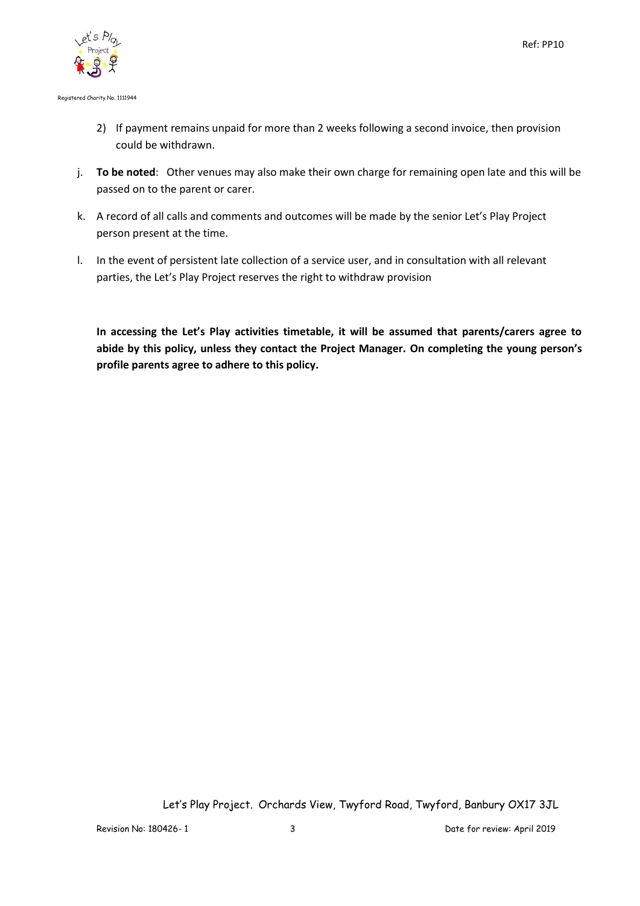2) If payment remains unpaid for more than 2 weeks following a second invoice, then provision could be withdrawn.

j. **To be noted**: Other venues may also make their own charge for remaining open late and this will be passed on to the parent or carer.

k. A record of all calls and comments and outcomes will be made by the senior Let's Play Project person present at the time.

l. In the event of persistent late collection of a service user, and in consultation with all relevant parties, the Let's Play Project reserves the right to withdraw provision

**In accessing the Let's Play activities timetable, it will be assumed that parents/carers agree to abide by this policy, unless they contact the Project Manager. On completing the young person's profile parents agree to adhere to this policy.**